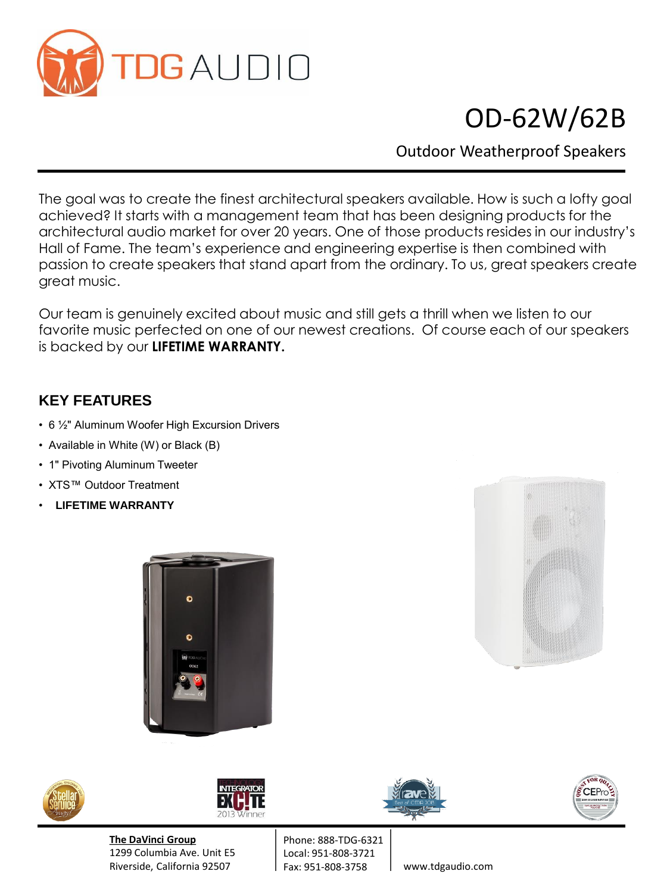# OD-62W/62B

## Outdoor Weatherproof Speakers

The goal was to create the finest architectural speakers available. How is such a lofty goal achieved? It starts with a management team that has been designing products for the architectural audio market for over 20 years. One of those products resides in our industry's Hall of Fame. The team's experience and engineering expertise is then combined with passion to create speakers that stand apart from the ordinary. To us, great speakers create great music.

Our team is genuinely excited about music and still gets a thrill when we listen to our favorite music perfected on one of our newest creations. Of course each of our speakers is backed by our **LIFETIME WARRANTY.**

## KEY FEATURES

- 6 ½" Aluminum Woofer High Excursion Drivers
- Available in White (W) or Black (B)
- 1" Pivoting Aluminum Tweeter
- XTS™ Outdoor Treatment
- **LIFETIME WARRANTY**

**The DaVinci Group**
1299 Columbia Ave. Unit E5
Riverside, California 92507

Phone: 888-TDG-6321
Local: 951-808-3721
Fax: 951-808-3758

www.tdgaudio.com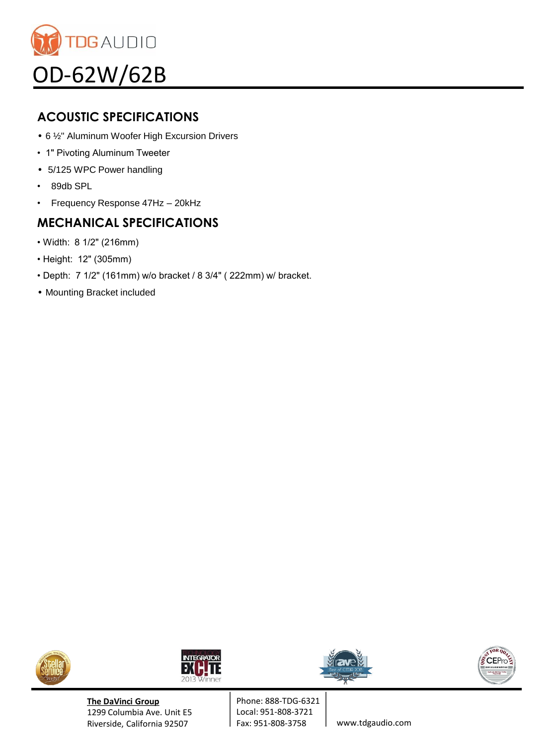TDG AUDIO

# OD-62W/62B

## ACOUSTIC SPECIFICATIONS

- 6 ½" Aluminum Woofer High Excursion Drivers
- 1" Pivoting Aluminum Tweeter
- 5/125 WPC Power handling
- 89db SPL
- Frequency Response 47Hz – 20kHz

## MECHANICAL SPECIFICATIONS

- Width: 8 1/2" (216mm)
- Height: 12" (305mm)
- Depth: 7 1/2" (161mm) w/o bracket / 8 3/4" ( 222mm) w/ bracket.
- Mounting Bracket included

**The DaVinci Group**
1299 Columbia Ave. Unit E5
Riverside, California 92507

Phone: 888-TDG-6321
Local: 951-808-3721
Fax: 951-808-3758

www.tdgaudio.com